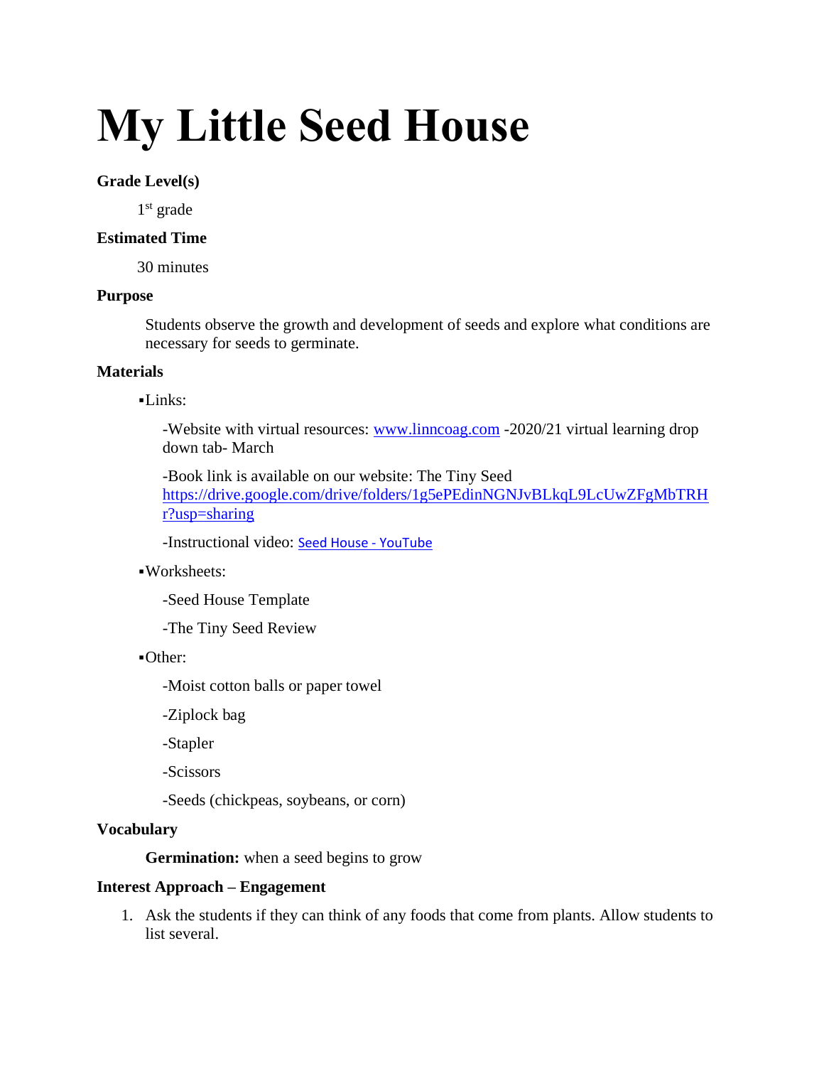# My Little Seed House

**Grade Level(s)**

1st grade

**Estimated Time**

30 minutes

**Purpose**

Students observe the growth and development of seeds and explore what conditions are necessary for seeds to germinate.

**Materials**

▪Links:

-Website with virtual resources: [www.linncoag.com](http://www.linncoag.com) -2020/21 virtual learning drop down tab- March

-Book link is available on our website: The Tiny Seed [https://drive.google.com/drive/folders/1g5ePEdinNGNJvBLkqL9LcUwZFgMbTRHr?usp=sharing](https://drive.google.com/drive/folders/1g5ePEdinNGNJvBLkqL9LcUwZFgMbTRHr?usp=sharing)

-Instructional video: Seed House - YouTube

▪Worksheets:

-Seed House Template

-The Tiny Seed Review

▪Other:

-Moist cotton balls or paper towel

-Ziplock bag

-Stapler

-Scissors

-Seeds (chickpeas, soybeans, or corn)

**Vocabulary**

**Germination:** when a seed begins to grow

**Interest Approach – Engagement**

1. Ask the students if they can think of any foods that come from plants. Allow students to list several.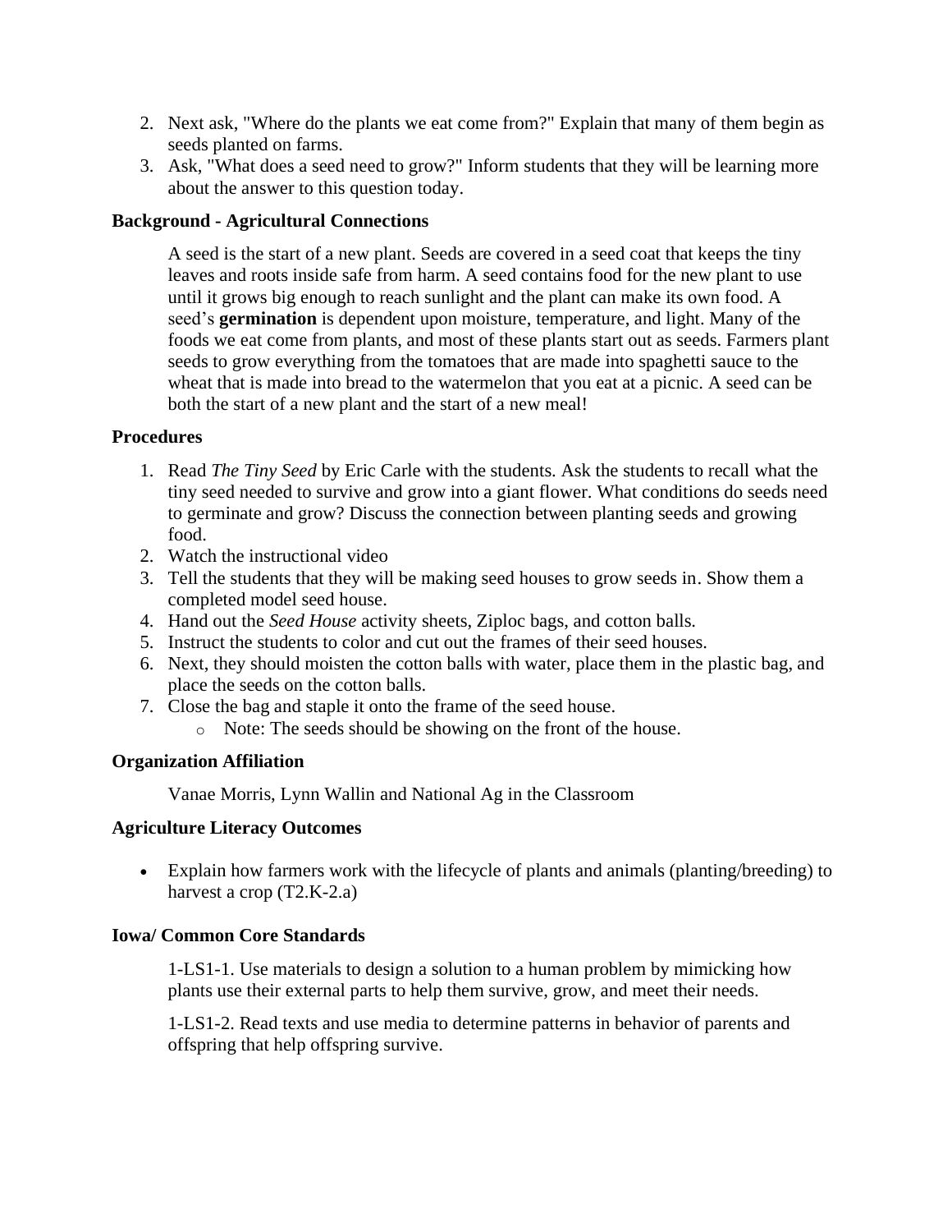2. Next ask, "Where do the plants we eat come from?" Explain that many of them begin as seeds planted on farms.
3. Ask, "What does a seed need to grow?" Inform students that they will be learning more about the answer to this question today.

**Background - Agricultural Connections**

A seed is the start of a new plant. Seeds are covered in a seed coat that keeps the tiny leaves and roots inside safe from harm. A seed contains food for the new plant to use until it grows big enough to reach sunlight and the plant can make its own food. A seed's **germination** is dependent upon moisture, temperature, and light. Many of the foods we eat come from plants, and most of these plants start out as seeds. Farmers plant seeds to grow everything from the tomatoes that are made into spaghetti sauce to the wheat that is made into bread to the watermelon that you eat at a picnic. A seed can be both the start of a new plant and the start of a new meal!

**Procedures**

1. Read *The Tiny Seed* by Eric Carle with the students. Ask the students to recall what the tiny seed needed to survive and grow into a giant flower. What conditions do seeds need to germinate and grow? Discuss the connection between planting seeds and growing food.
2. Watch the instructional video
3. Tell the students that they will be making seed houses to grow seeds in. Show them a completed model seed house.
4. Hand out the *Seed House* activity sheets, Ziploc bags, and cotton balls.
5. Instruct the students to color and cut out the frames of their seed houses.
6. Next, they should moisten the cotton balls with water, place them in the plastic bag, and place the seeds on the cotton balls.
7. Close the bag and staple it onto the frame of the seed house.
   - Note: The seeds should be showing on the front of the house.

**Organization Affiliation**

Vanae Morris, Lynn Wallin and National Ag in the Classroom

**Agriculture Literacy Outcomes**

- Explain how farmers work with the lifecycle of plants and animals (planting/breeding) to harvest a crop (T2.K-2.a)

**Iowa/ Common Core Standards**

1-LS1-1. Use materials to design a solution to a human problem by mimicking how plants use their external parts to help them survive, grow, and meet their needs.

1-LS1-2. Read texts and use media to determine patterns in behavior of parents and offspring that help offspring survive.